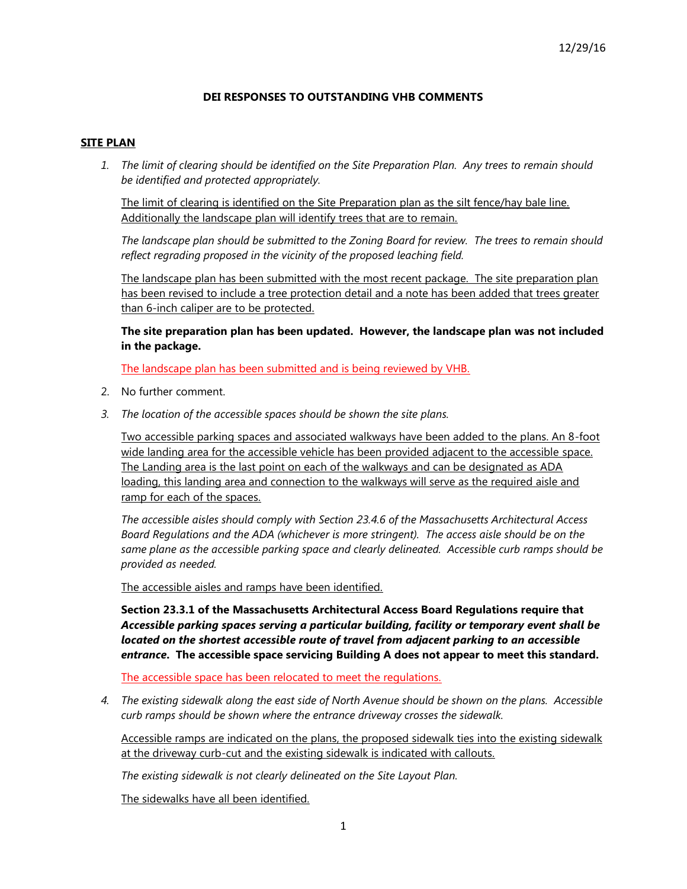12/29/16

**DEI RESPONSES TO OUTSTANDING VHB COMMENTS**

## SITE PLAN

1. *The limit of clearing should be identified on the Site Preparation Plan. Any trees to remain should be identified and protected appropriately.*

   <u>The limit of clearing is identified on the Site Preparation plan as the silt fence/hay bale line. Additionally the landscape plan will identify trees that are to remain.</u>

   *The landscape plan should be submitted to the Zoning Board for review. The trees to remain should reflect regrading proposed in the vicinity of the proposed leaching field.*

   <u>The landscape plan has been submitted with the most recent package. The site preparation plan has been revised to include a tree protection detail and a note has been added that trees greater than 6-inch caliper are to be protected.</u>

   **The site preparation plan has been updated. However, the landscape plan was not included in the package.**

   <u>The landscape plan has been submitted and is being reviewed by VHB.</u>

2. No further comment.

3. *The location of the accessible spaces should be shown the site plans.*

   <u>Two accessible parking spaces and associated walkways have been added to the plans. An 8-foot wide landing area for the accessible vehicle has been provided adjacent to the accessible space. The Landing area is the last point on each of the walkways and can be designated as ADA loading, this landing area and connection to the walkways will serve as the required aisle and ramp for each of the spaces.</u>

   *The accessible aisles should comply with Section 23.4.6 of the Massachusetts Architectural Access Board Regulations and the ADA (whichever is more stringent). The access aisle should be on the same plane as the accessible parking space and clearly delineated. Accessible curb ramps should be provided as needed.*

   <u>The accessible aisles and ramps have been identified.</u>

   **Section 23.3.1 of the Massachusetts Architectural Access Board Regulations require that *Accessible parking spaces serving a particular building, facility or temporary event shall be located on the shortest accessible route of travel from adjacent parking to an accessible entrance*. The accessible space servicing Building A does not appear to meet this standard.**

   <u>The accessible space has been relocated to meet the regulations.</u>

4. *The existing sidewalk along the east side of North Avenue should be shown on the plans. Accessible curb ramps should be shown where the entrance driveway crosses the sidewalk.*

   <u>Accessible ramps are indicated on the plans, the proposed sidewalk ties into the existing sidewalk at the driveway curb-cut and the existing sidewalk is indicated with callouts.</u>

   *The existing sidewalk is not clearly delineated on the Site Layout Plan.*

   <u>The sidewalks have all been identified.</u>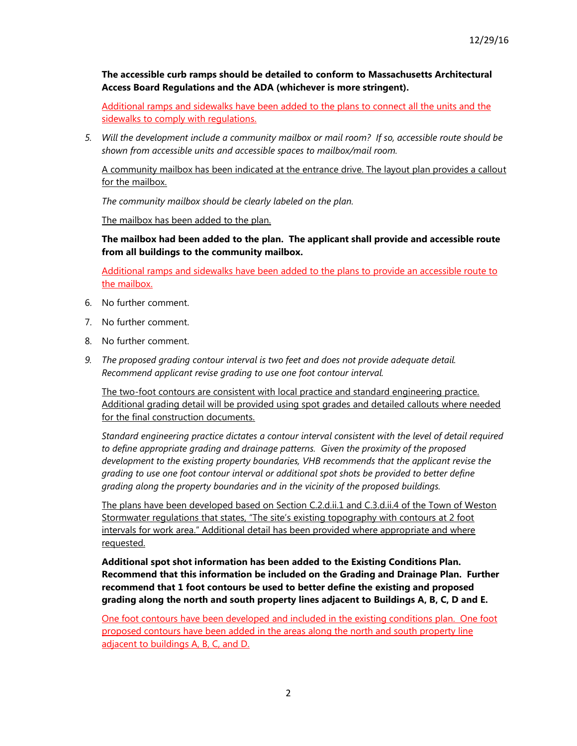**The accessible curb ramps should be detailed to conform to Massachusetts Architectural Access Board Regulations and the ADA (whichever is more stringent).**

Additional ramps and sidewalks have been added to the plans to connect all the units and the sidewalks to comply with regulations.

5. *Will the development include a community mailbox or mail room? If so, accessible route should be shown from accessible units and accessible spaces to mailbox/mail room.*

   A community mailbox has been indicated at the entrance drive. The layout plan provides a callout for the mailbox.

   *The community mailbox should be clearly labeled on the plan.*

   The mailbox has been added to the plan.

   **The mailbox had been added to the plan. The applicant shall provide and accessible route from all buildings to the community mailbox.**

   Additional ramps and sidewalks have been added to the plans to provide an accessible route to the mailbox.

6. No further comment.
7. No further comment.
8. No further comment.
9. *The proposed grading contour interval is two feet and does not provide adequate detail. Recommend applicant revise grading to use one foot contour interval.*

   The two-foot contours are consistent with local practice and standard engineering practice. Additional grading detail will be provided using spot grades and detailed callouts where needed for the final construction documents.

   *Standard engineering practice dictates a contour interval consistent with the level of detail required to define appropriate grading and drainage patterns. Given the proximity of the proposed development to the existing property boundaries, VHB recommends that the applicant revise the grading to use one foot contour interval or additional spot shots be provided to better define grading along the property boundaries and in the vicinity of the proposed buildings.*

   The plans have been developed based on Section C.2.d.ii.1 and C.3.d.ii.4 of the Town of Weston Stormwater regulations that states, "The site's existing topography with contours at 2 foot intervals for work area." Additional detail has been provided where appropriate and where requested.

   **Additional spot shot information has been added to the Existing Conditions Plan. Recommend that this information be included on the Grading and Drainage Plan. Further recommend that 1 foot contours be used to better define the existing and proposed grading along the north and south property lines adjacent to Buildings A, B, C, D and E.**

   One foot contours have been developed and included in the existing conditions plan. One foot proposed contours have been added in the areas along the north and south property line adjacent to buildings A, B, C, and D.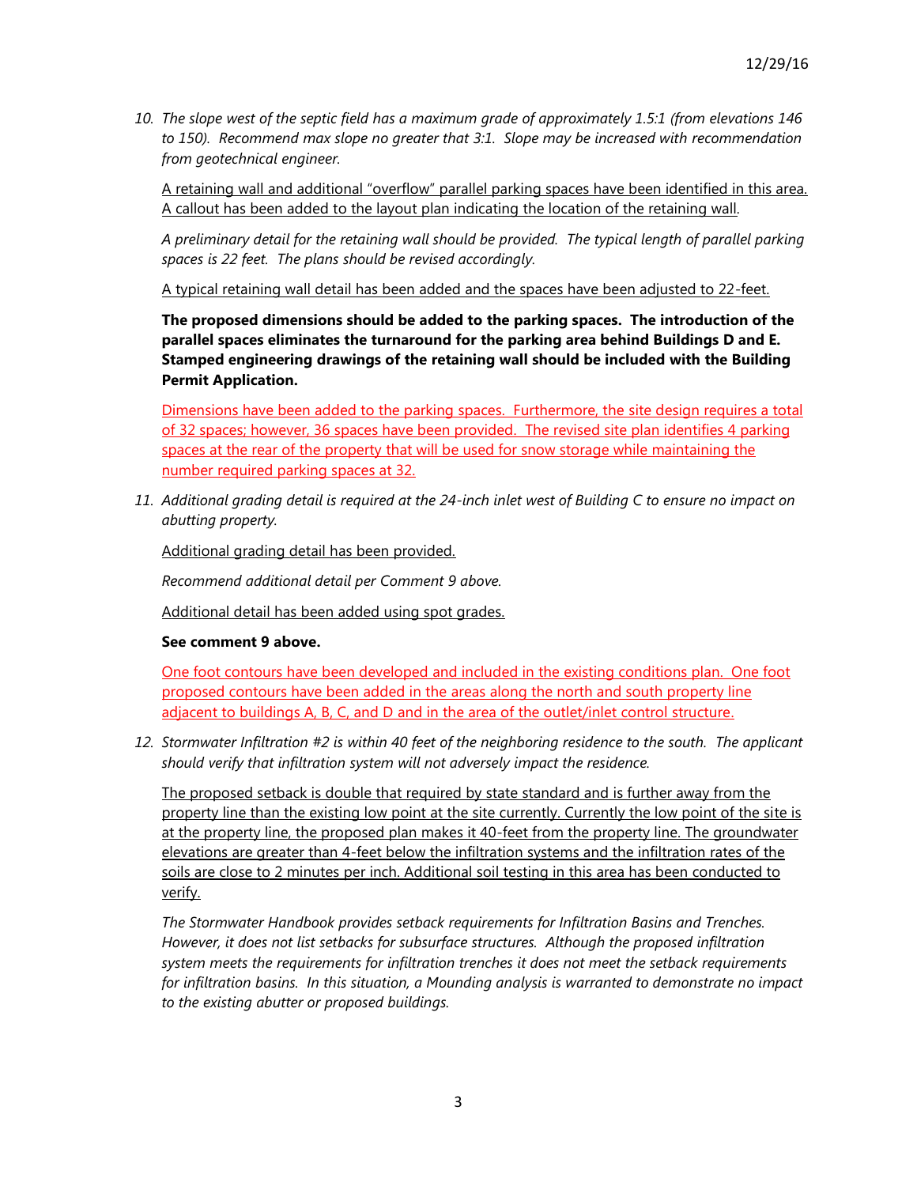12/29/16

10. *The slope west of the septic field has a maximum grade of approximately 1.5:1 (from elevations 146 to 150). Recommend max slope no greater that 3:1. Slope may be increased with recommendation from geotechnical engineer.*

    <u>A retaining wall and additional "overflow" parallel parking spaces have been identified in this area. A callout has been added to the layout plan indicating the location of the retaining wall.</u>

    *A preliminary detail for the retaining wall should be provided. The typical length of parallel parking spaces is 22 feet. The plans should be revised accordingly.*

    <u>A typical retaining wall detail has been added and the spaces have been adjusted to 22-feet.</u>

    **The proposed dimensions should be added to the parking spaces. The introduction of the parallel spaces eliminates the turnaround for the parking area behind Buildings D and E. Stamped engineering drawings of the retaining wall should be included with the Building Permit Application.**

    <u>Dimensions have been added to the parking spaces. Furthermore, the site design requires a total of 32 spaces; however, 36 spaces have been provided. The revised site plan identifies 4 parking spaces at the rear of the property that will be used for snow storage while maintaining the number required parking spaces at 32.</u>

11. *Additional grading detail is required at the 24-inch inlet west of Building C to ensure no impact on abutting property.*

    <u>Additional grading detail has been provided.</u>

    *Recommend additional detail per Comment 9 above.*

    <u>Additional detail has been added using spot grades.</u>

    **See comment 9 above.**

    <u>One foot contours have been developed and included in the existing conditions plan. One foot proposed contours have been added in the areas along the north and south property line adjacent to buildings A, B, C, and D and in the area of the outlet/inlet control structure.</u>

12. *Stormwater Infiltration #2 is within 40 feet of the neighboring residence to the south. The applicant should verify that infiltration system will not adversely impact the residence.*

    <u>The proposed setback is double that required by state standard and is further away from the property line than the existing low point at the site currently. Currently the low point of the site is at the property line, the proposed plan makes it 40-feet from the property line. The groundwater elevations are greater than 4-feet below the infiltration systems and the infiltration rates of the soils are close to 2 minutes per inch. Additional soil testing in this area has been conducted to verify.</u>

    *The Stormwater Handbook provides setback requirements for Infiltration Basins and Trenches. However, it does not list setbacks for subsurface structures. Although the proposed infiltration system meets the requirements for infiltration trenches it does not meet the setback requirements for infiltration basins. In this situation, a Mounding analysis is warranted to demonstrate no impact to the existing abutter or proposed buildings.*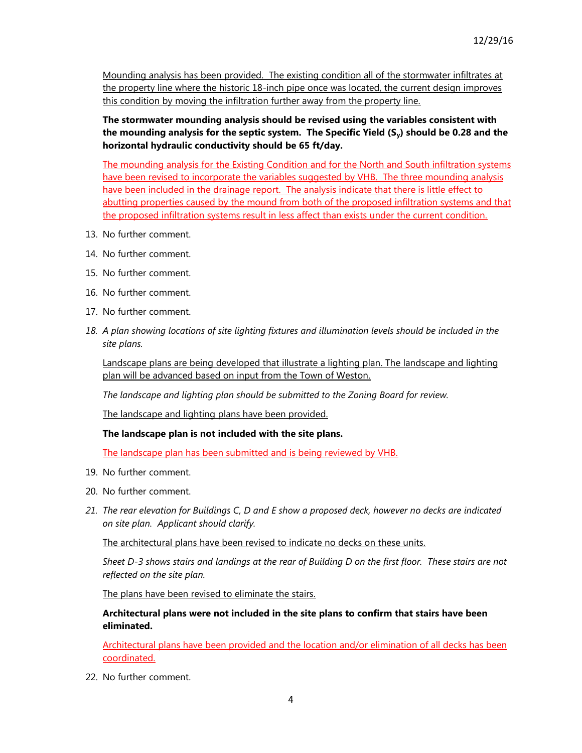Mounding analysis has been provided. The existing condition all of the stormwater infiltrates at the property line where the historic 18-inch pipe once was located, the current design improves this condition by moving the infiltration further away from the property line.

**The stormwater mounding analysis should be revised using the variables consistent with the mounding analysis for the septic system. The Specific Yield ($S_y$) should be 0.28 and the horizontal hydraulic conductivity should be 65 ft/day.**

The mounding analysis for the Existing Condition and for the North and South infiltration systems have been revised to incorporate the variables suggested by VHB. The three mounding analysis have been included in the drainage report. The analysis indicate that there is little effect to abutting properties caused by the mound from both of the proposed infiltration systems and that the proposed infiltration systems result in less affect than exists under the current condition.

13. No further comment.
14. No further comment.
15. No further comment.
16. No further comment.
17. No further comment.
18. *A plan showing locations of site lighting fixtures and illumination levels should be included in the site plans.*

    Landscape plans are being developed that illustrate a lighting plan. The landscape and lighting plan will be advanced based on input from the Town of Weston.

    *The landscape and lighting plan should be submitted to the Zoning Board for review.*

    The landscape and lighting plans have been provided.

    **The landscape plan is not included with the site plans.**

    The landscape plan has been submitted and is being reviewed by VHB.

19. No further comment.
20. No further comment.
21. *The rear elevation for Buildings C, D and E show a proposed deck, however no decks are indicated on site plan. Applicant should clarify.*

    The architectural plans have been revised to indicate no decks on these units.

    *Sheet D-3 shows stairs and landings at the rear of Building D on the first floor. These stairs are not reflected on the site plan.*

    The plans have been revised to eliminate the stairs.

    **Architectural plans were not included in the site plans to confirm that stairs have been eliminated.**

    Architectural plans have been provided and the location and/or elimination of all decks has been coordinated.

22. No further comment.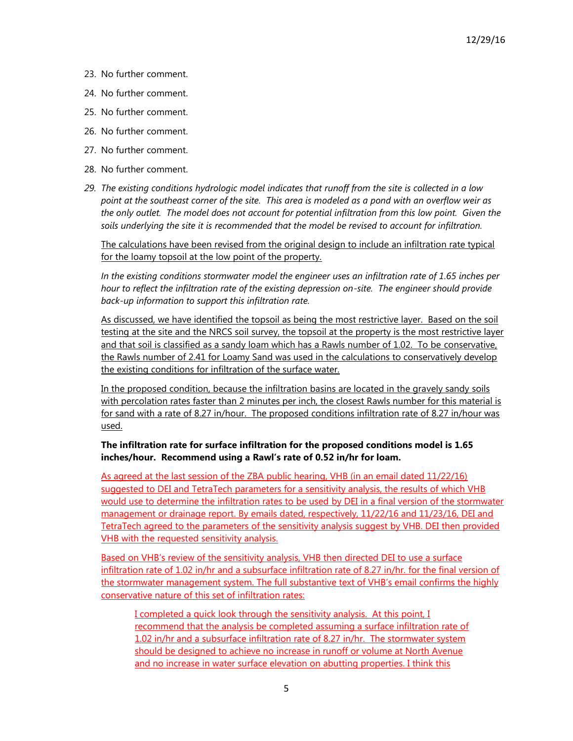23. No further comment.

24. No further comment.

25. No further comment.

26. No further comment.

27. No further comment.

28. No further comment.

29. *The existing conditions hydrologic model indicates that runoff from the site is collected in a low point at the southeast corner of the site. This area is modeled as a pond with an overflow weir as the only outlet. The model does not account for potential infiltration from this low point. Given the soils underlying the site it is recommended that the model be revised to account for infiltration.*

    <u>The calculations have been revised from the original design to include an infiltration rate typical for the loamy topsoil at the low point of the property.</u>

    *In the existing conditions stormwater model the engineer uses an infiltration rate of 1.65 inches per hour to reflect the infiltration rate of the existing depression on-site. The engineer should provide back-up information to support this infiltration rate.*

    <u>As discussed, we have identified the topsoil as being the most restrictive layer. Based on the soil testing at the site and the NRCS soil survey, the topsoil at the property is the most restrictive layer and that soil is classified as a sandy loam which has a Rawls number of 1.02. To be conservative, the Rawls number of 2.41 for Loamy Sand was used in the calculations to conservatively develop the existing conditions for infiltration of the surface water.</u>

    <u>In the proposed condition, because the infiltration basins are located in the gravely sandy soils with percolation rates faster than 2 minutes per inch, the closest Rawls number for this material is for sand with a rate of 8.27 in/hour. The proposed conditions infiltration rate of 8.27 in/hour was used.</u>

    **The infiltration rate for surface infiltration for the proposed conditions model is 1.65 inches/hour. Recommend using a Rawl's rate of 0.52 in/hr for loam.**

    <u>As agreed at the last session of the ZBA public hearing, VHB (in an email dated 11/22/16) suggested to DEI and TetraTech parameters for a sensitivity analysis, the results of which VHB would use to determine the infiltration rates to be used by DEI in a final version of the stormwater management or drainage report. By emails dated, respectively, 11/22/16 and 11/23/16, DEI and TetraTech agreed to the parameters of the sensitivity analysis suggest by VHB. DEI then provided VHB with the requested sensitivity analysis.</u>

    <u>Based on VHB's review of the sensitivity analysis, VHB then directed DEI to use a surface infiltration rate of 1.02 in/hr and a subsurface infiltration rate of 8.27 in/hr. for the final version of the stormwater management system. The full substantive text of VHB's email confirms the highly conservative nature of this set of infiltration rates:</u>

    > <u>I completed a quick look through the sensitivity analysis. At this point, I recommend that the analysis be completed assuming a surface infiltration rate of 1.02 in/hr and a subsurface infiltration rate of 8.27 in/hr. The stormwater system should be designed to achieve no increase in runoff or volume at North Avenue and no increase in water surface elevation on abutting properties. I think this</u>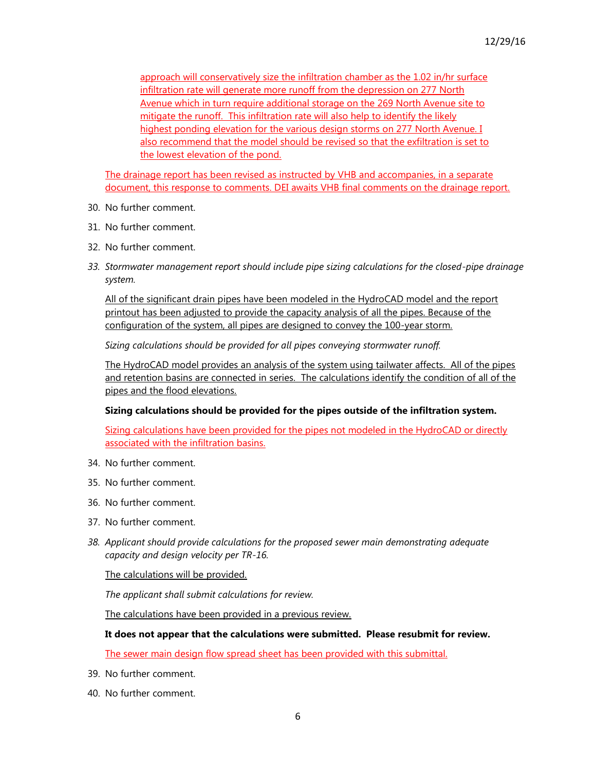approach will conservatively size the infiltration chamber as the 1.02 in/hr surface infiltration rate will generate more runoff from the depression on 277 North Avenue which in turn require additional storage on the 269 North Avenue site to mitigate the runoff. This infiltration rate will also help to identify the likely highest ponding elevation for the various design storms on 277 North Avenue. I also recommend that the model should be revised so that the exfiltration is set to the lowest elevation of the pond.

The drainage report has been revised as instructed by VHB and accompanies, in a separate document, this response to comments. DEI awaits VHB final comments on the drainage report.

30. No further comment.
31. No further comment.
32. No further comment.
33. *Stormwater management report should include pipe sizing calculations for the closed-pipe drainage system.*

    All of the significant drain pipes have been modeled in the HydroCAD model and the report printout has been adjusted to provide the capacity analysis of all the pipes. Because of the configuration of the system, all pipes are designed to convey the 100-year storm.

    *Sizing calculations should be provided for all pipes conveying stormwater runoff.*

    The HydroCAD model provides an analysis of the system using tailwater affects. All of the pipes and retention basins are connected in series. The calculations identify the condition of all of the pipes and the flood elevations.

    **Sizing calculations should be provided for the pipes outside of the infiltration system.**

    Sizing calculations have been provided for the pipes not modeled in the HydroCAD or directly associated with the infiltration basins.

34. No further comment.
35. No further comment.
36. No further comment.
37. No further comment.
38. *Applicant should provide calculations for the proposed sewer main demonstrating adequate capacity and design velocity per TR-16.*

    The calculations will be provided.

    *The applicant shall submit calculations for review.*

    The calculations have been provided in a previous review.

    **It does not appear that the calculations were submitted. Please resubmit for review.**

    The sewer main design flow spread sheet has been provided with this submittal.

39. No further comment.
40. No further comment.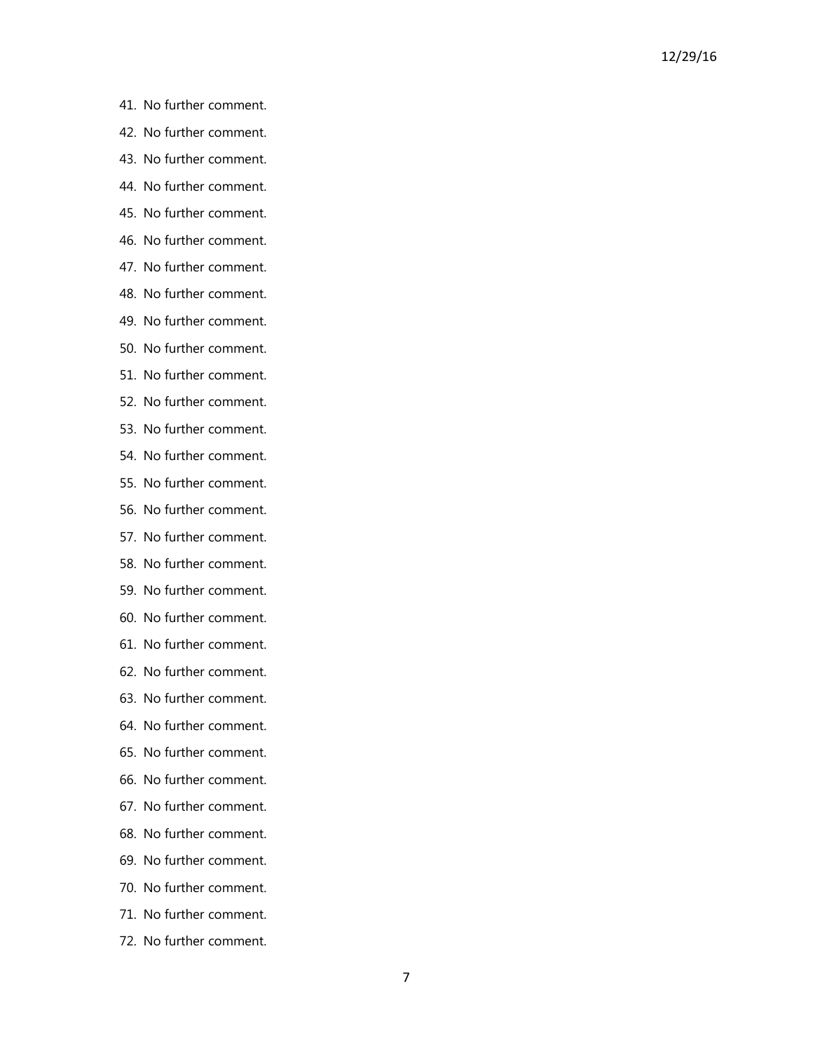41. No further comment.
42. No further comment.
43. No further comment.
44. No further comment.
45. No further comment.
46. No further comment.
47. No further comment.
48. No further comment.
49. No further comment.
50. No further comment.
51. No further comment.
52. No further comment.
53. No further comment.
54. No further comment.
55. No further comment.
56. No further comment.
57. No further comment.
58. No further comment.
59. No further comment.
60. No further comment.
61. No further comment.
62. No further comment.
63. No further comment.
64. No further comment.
65. No further comment.
66. No further comment.
67. No further comment.
68. No further comment.
69. No further comment.
70. No further comment.
71. No further comment.
72. No further comment.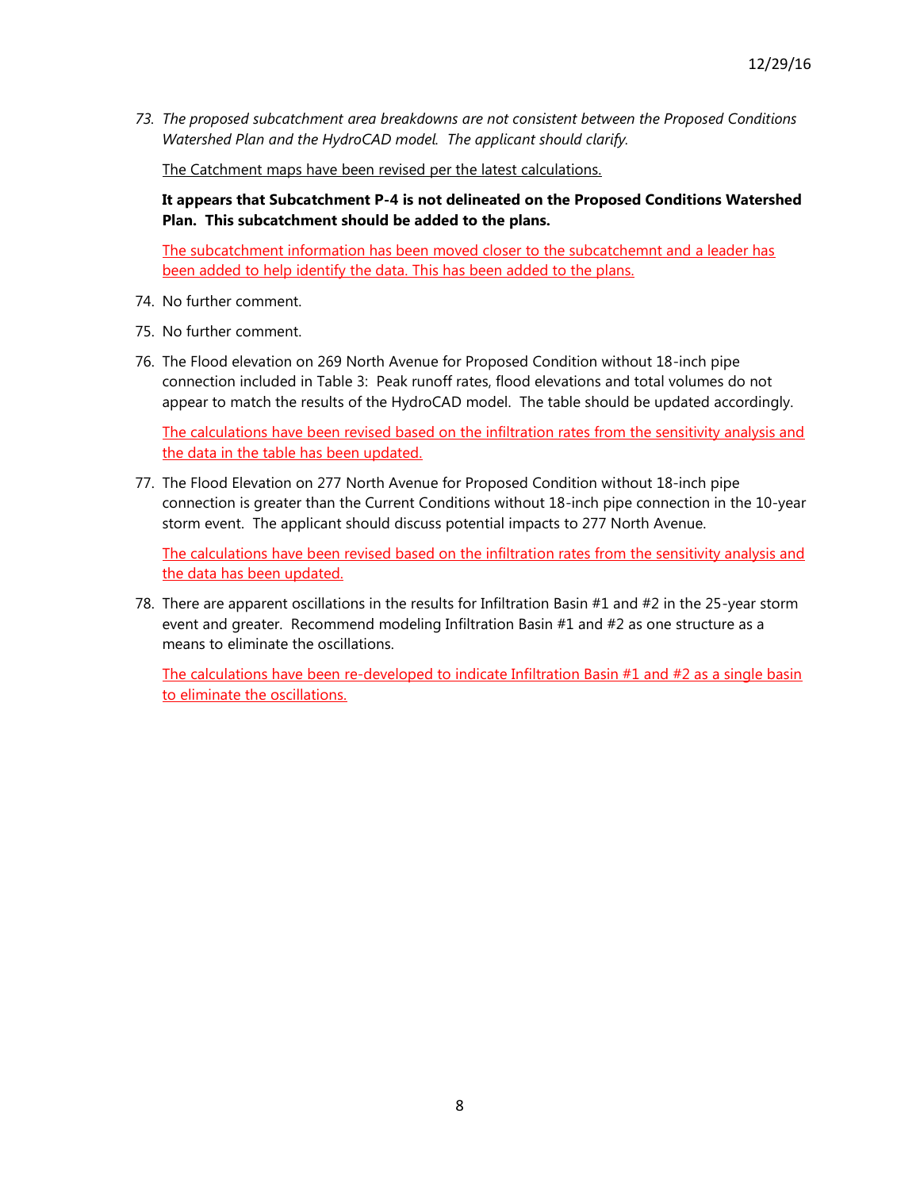73. *The proposed subcatchment area breakdowns are not consistent between the Proposed Conditions Watershed Plan and the HydroCAD model. The applicant should clarify.*

    <u>The Catchment maps have been revised per the latest calculations.</u>

    **It appears that Subcatchment P-4 is not delineated on the Proposed Conditions Watershed Plan. This subcatchment should be added to the plans.**

    <u>The subcatchment information has been moved closer to the subcatchemnt and a leader has been added to help identify the data. This has been added to the plans.</u>

74. No further comment.

75. No further comment.

76. The Flood elevation on 269 North Avenue for Proposed Condition without 18-inch pipe connection included in Table 3: Peak runoff rates, flood elevations and total volumes do not appear to match the results of the HydroCAD model. The table should be updated accordingly.

    <u>The calculations have been revised based on the infiltration rates from the sensitivity analysis and the data in the table has been updated.</u>

77. The Flood Elevation on 277 North Avenue for Proposed Condition without 18-inch pipe connection is greater than the Current Conditions without 18-inch pipe connection in the 10-year storm event. The applicant should discuss potential impacts to 277 North Avenue.

    <u>The calculations have been revised based on the infiltration rates from the sensitivity analysis and the data has been updated.</u>

78. There are apparent oscillations in the results for Infiltration Basin #1 and #2 in the 25-year storm event and greater. Recommend modeling Infiltration Basin #1 and #2 as one structure as a means to eliminate the oscillations.

    <u>The calculations have been re-developed to indicate Infiltration Basin #1 and #2 as a single basin to eliminate the oscillations.</u>